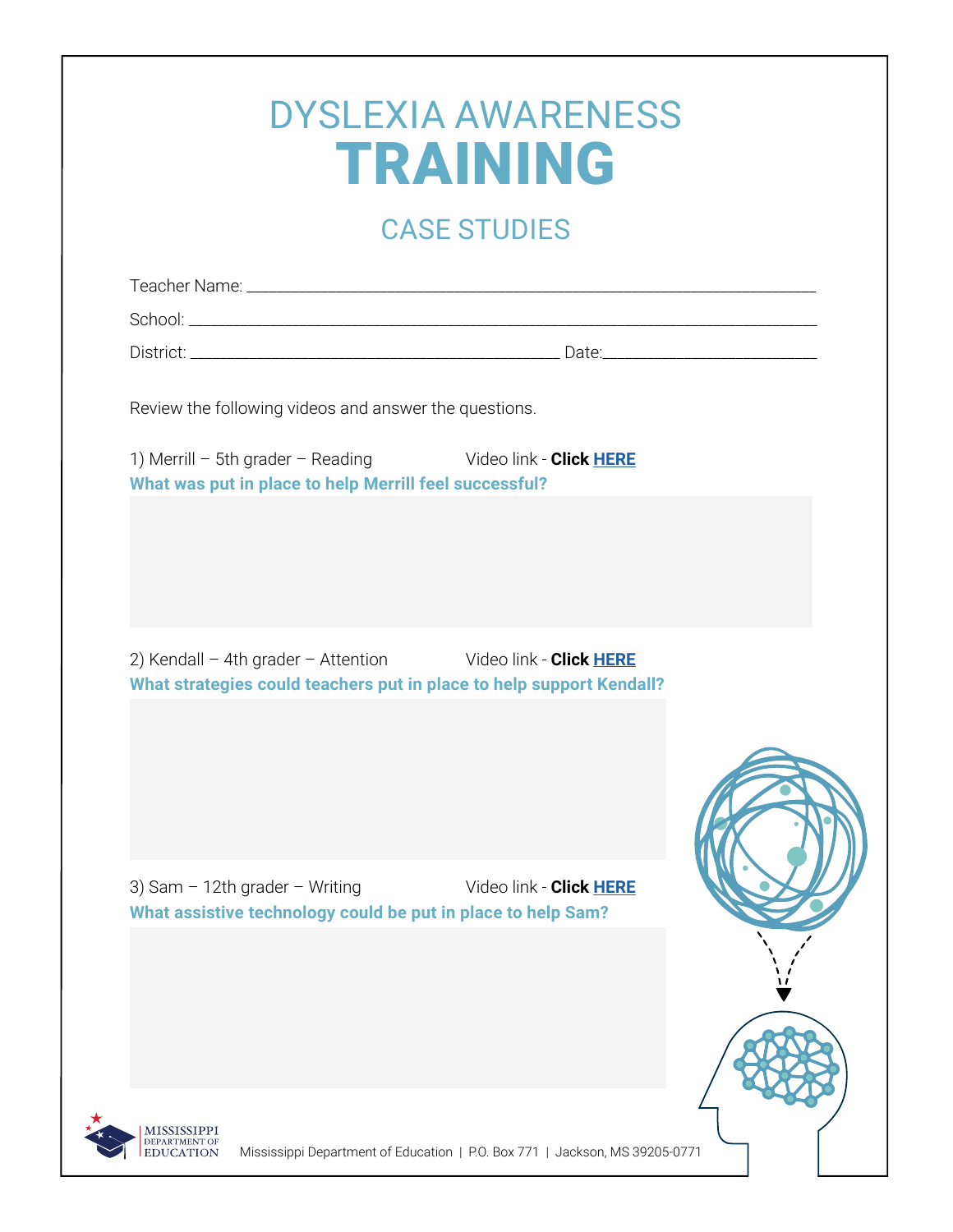# DYSLEXIA AWARENESS
# TRAINING

## CASE STUDIES

Teacher Name: ______________________________________________

School: ______________________________________________

District: ______________________________ Date: ________________

Review the following videos and answer the questions.

1) Merrill – 5th grader – Reading Video link - **Click** HERE

**What was put in place to help Merrill feel successful?**

2) Kendall – 4th grader – Attention Video link - **Click** HERE

**What strategies could teachers put in place to help support Kendall?**

3) Sam – 12th grader – Writing Video link - **Click** HERE

**What assistive technology could be put in place to help Sam?**

Mississippi Department of Education | P.O. Box 771 | Jackson, MS 39205-0771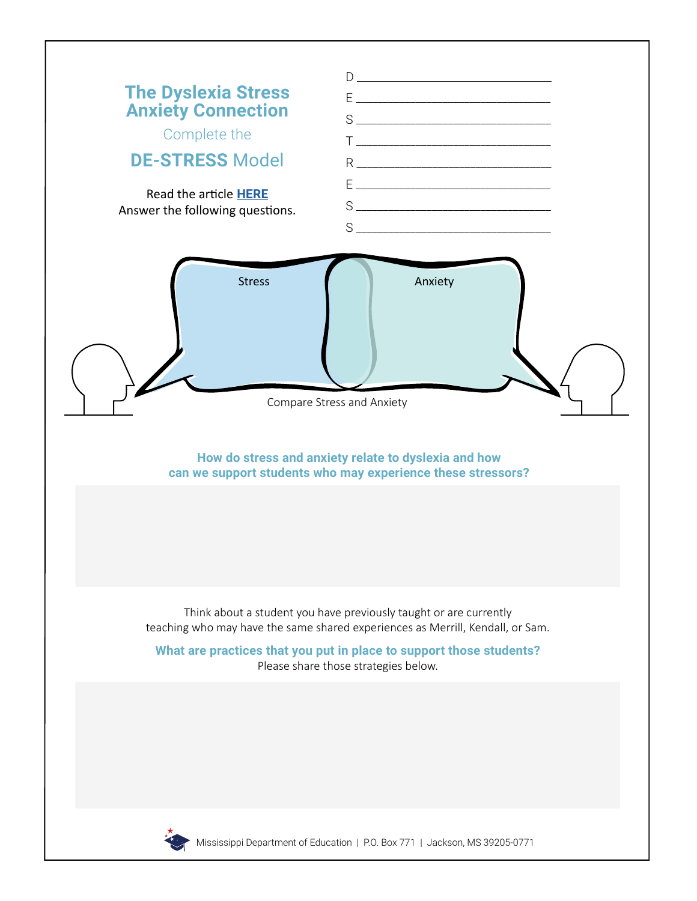# The Dyslexia Stress Anxiety Connection

Complete the

## DE-STRESS Model

Read the article **HERE**
Answer the following questions.

D ______________________________
E ______________________________
S ______________________________
T ______________________________
R ______________________________
E ______________________________
S ______________________________
S ______________________________

Stress

Anxiety

Compare Stress and Anxiety

**How do stress and anxiety relate to dyslexia and how can we support students who may experience these stressors?**

Think about a student you have previously taught or are currently teaching who may have the same shared experiences as Merrill, Kendall, or Sam.

**What are practices that you put in place to support those students?**
Please share those strategies below.

Mississippi Department of Education | P.O. Box 771 | Jackson, MS 39205-0771